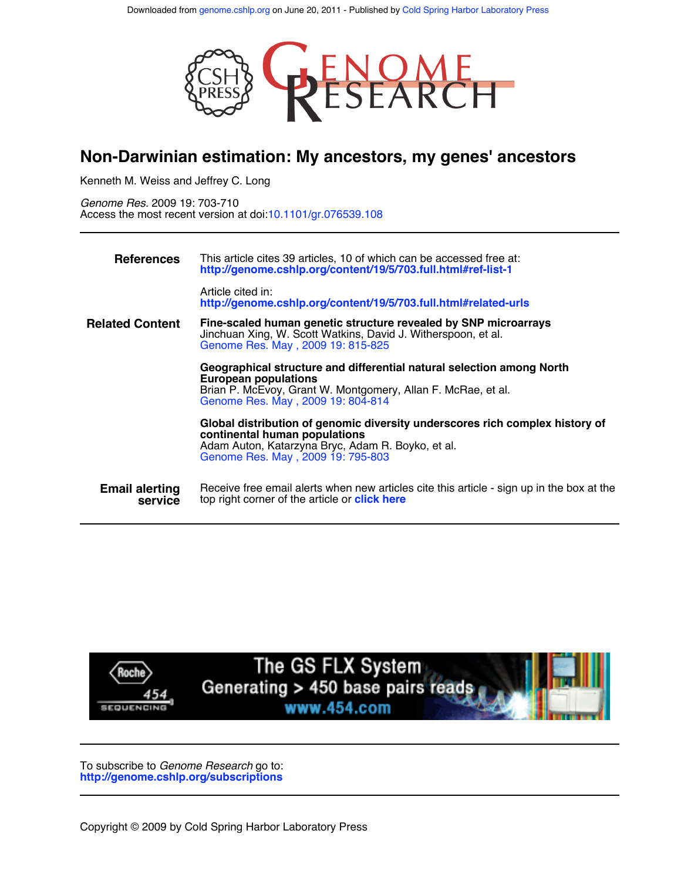Downloaded from genome.cshlp.org on June 20, 2011 - Published by Cold Spring Harbor Laboratory Press

# Non-Darwinian estimation: My ancestors, my genes' ancestors

Kenneth M. Weiss and Jeffrey C. Long

*Genome Res.* 2009 19: 703-710
Access the most recent version at doi:10.1101/gr.076539.108

---

**References**

This article cites 39 articles, 10 of which can be accessed free at:
**http://genome.cshlp.org/content/19/5/703.full.html#ref-list-1**

Article cited in:
**http://genome.cshlp.org/content/19/5/703.full.html#related-urls**

**Related Content**

**Fine-scaled human genetic structure revealed by SNP microarrays**
Jinchuan Xing, W. Scott Watkins, David J. Witherspoon, et al.
Genome Res. May , 2009 19: 815-825

**Geographical structure and differential natural selection among North European populations**
Brian P. McEvoy, Grant W. Montgomery, Allan F. McRae, et al.
Genome Res. May , 2009 19: 804-814

**Global distribution of genomic diversity underscores rich complex history of continental human populations**
Adam Auton, Katarzyna Bryc, Adam R. Boyko, et al.
Genome Res. May , 2009 19: 795-803

**Email alerting service**

Receive free email alerts when new articles cite this article - sign up in the box at the top right corner of the article or **click here**

---

To subscribe to *Genome Research* go to:
**http://genome.cshlp.org/subscriptions**

---

Copyright © 2009 by Cold Spring Harbor Laboratory Press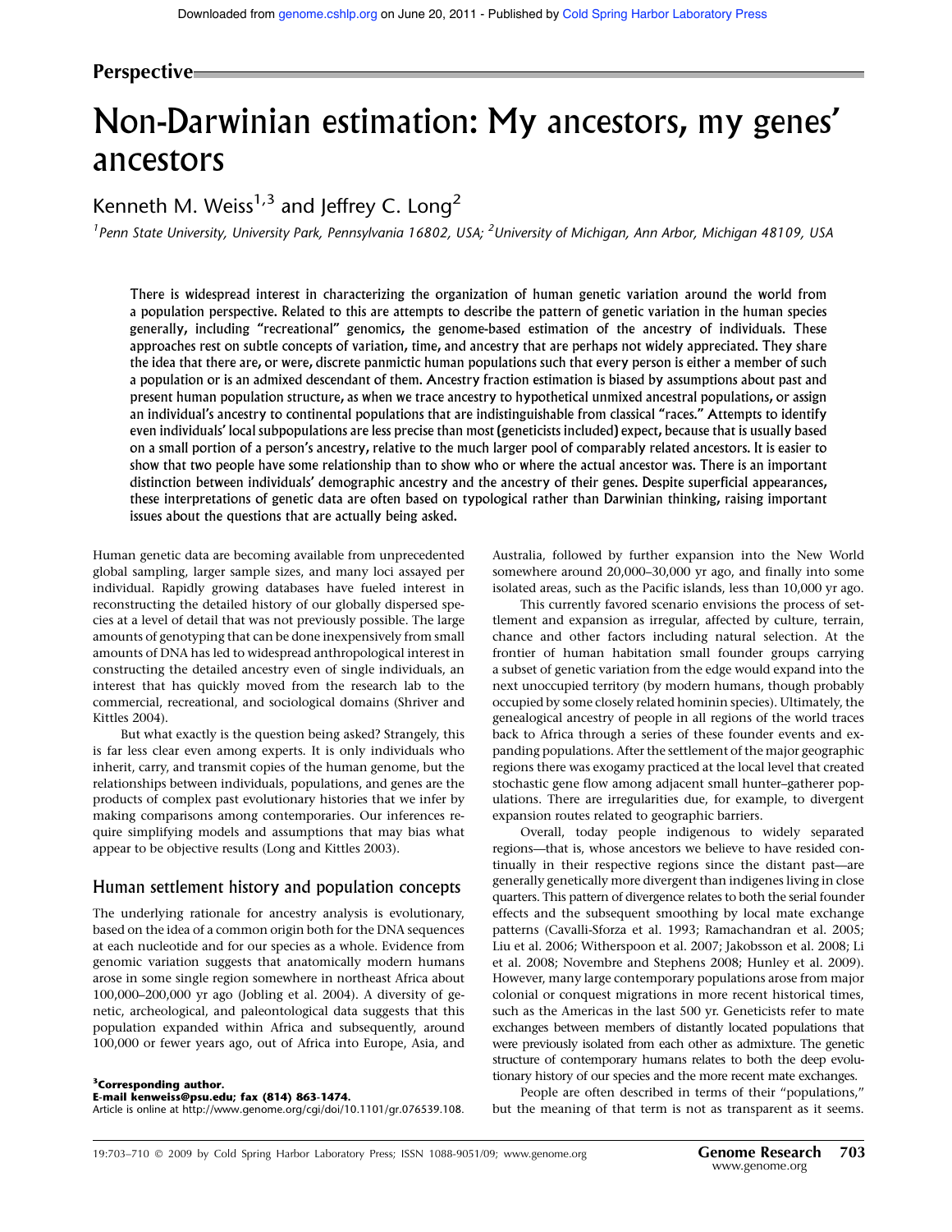## Perspective

# Non-Darwinian estimation: My ancestors, my genes' ancestors

Kenneth M. Weiss[1,3] and Jeffrey C. Long[2]

[1]Penn State University, University Park, Pennsylvania 16802, USA; [2]University of Michigan, Ann Arbor, Michigan 48109, USA

**There is widespread interest in characterizing the organization of human genetic variation around the world from a population perspective. Related to this are attempts to describe the pattern of genetic variation in the human species generally, including "recreational" genomics, the genome-based estimation of the ancestry of individuals. These approaches rest on subtle concepts of variation, time, and ancestry that are perhaps not widely appreciated. They share the idea that there are, or were, discrete panmictic human populations such that every person is either a member of such a population or is an admixed descendant of them. Ancestry fraction estimation is biased by assumptions about past and present human population structure, as when we trace ancestry to hypothetical unmixed ancestral populations, or assign an individual's ancestry to continental populations that are indistinguishable from classical "races." Attempts to identify even individuals' local subpopulations are less precise than most (geneticists included) expect, because that is usually based on a small portion of a person's ancestry, relative to the much larger pool of comparably related ancestors. It is easier to show that two people have some relationship than to show who or where the actual ancestor was. There is an important distinction between individuals' demographic ancestry and the ancestry of their genes. Despite superficial appearances, these interpretations of genetic data are often based on typological rather than Darwinian thinking, raising important issues about the questions that are actually being asked.**

Human genetic data are becoming available from unprecedented global sampling, larger sample sizes, and many loci assayed per individual. Rapidly growing databases have fueled interest in reconstructing the detailed history of our globally dispersed species at a level of detail that was not previously possible. The large amounts of genotyping that can be done inexpensively from small amounts of DNA has led to widespread anthropological interest in constructing the detailed ancestry even of single individuals, an interest that has quickly moved from the research lab to the commercial, recreational, and sociological domains (Shriver and Kittles 2004).

But what exactly is the question being asked? Strangely, this is far less clear even among experts. It is only individuals who inherit, carry, and transmit copies of the human genome, but the relationships between individuals, populations, and genes are the products of complex past evolutionary histories that we infer by making comparisons among contemporaries. Our inferences require simplifying models and assumptions that may bias what appear to be objective results (Long and Kittles 2003).

## Human settlement history and population concepts

The underlying rationale for ancestry analysis is evolutionary, based on the idea of a common origin both for the DNA sequences at each nucleotide and for our species as a whole. Evidence from genomic variation suggests that anatomically modern humans arose in some single region somewhere in northeast Africa about 100,000–200,000 yr ago (Jobling et al. 2004). A diversity of genetic, archeological, and paleontological data suggests that this population expanded within Africa and subsequently, around 100,000 or fewer years ago, out of Africa into Europe, Asia, and Australia, followed by further expansion into the New World somewhere around 20,000–30,000 yr ago, and finally into some isolated areas, such as the Pacific islands, less than 10,000 yr ago.

This currently favored scenario envisions the process of settlement and expansion as irregular, affected by culture, terrain, chance and other factors including natural selection. At the frontier of human habitation small founder groups carrying a subset of genetic variation from the edge would expand into the next unoccupied territory (by modern humans, though probably occupied by some closely related hominin species). Ultimately, the genealogical ancestry of people in all regions of the world traces back to Africa through a series of these founder events and expanding populations. After the settlement of the major geographic regions there was exogamy practiced at the local level that created stochastic gene flow among adjacent small hunter–gatherer populations. There are irregularities due, for example, to divergent expansion routes related to geographic barriers.

Overall, today people indigenous to widely separated regions—that is, whose ancestors we believe to have resided continually in their respective regions since the distant past—are generally genetically more divergent than indigenes living in close quarters. This pattern of divergence relates to both the serial founder effects and the subsequent smoothing by local mate exchange patterns (Cavalli-Sforza et al. 1993; Ramachandran et al. 2005; Liu et al. 2006; Witherspoon et al. 2007; Jakobsson et al. 2008; Li et al. 2008; Novembre and Stephens 2008; Hunley et al. 2009). However, many large contemporary populations arose from major colonial or conquest migrations in more recent historical times, such as the Americas in the last 500 yr. Geneticists refer to mate exchanges between members of distantly located populations that were previously isolated from each other as admixture. The genetic structure of contemporary humans relates to both the deep evolutionary history of our species and the more recent mate exchanges.

People are often described in terms of their "populations," but the meaning of that term is not as transparent as it seems.

[3]**Corresponding author.**
**E-mail kenweiss@psu.edu; fax (814) 863-1474.**
Article is online at http://www.genome.org/cgi/doi/10.1101/gr.076539.108.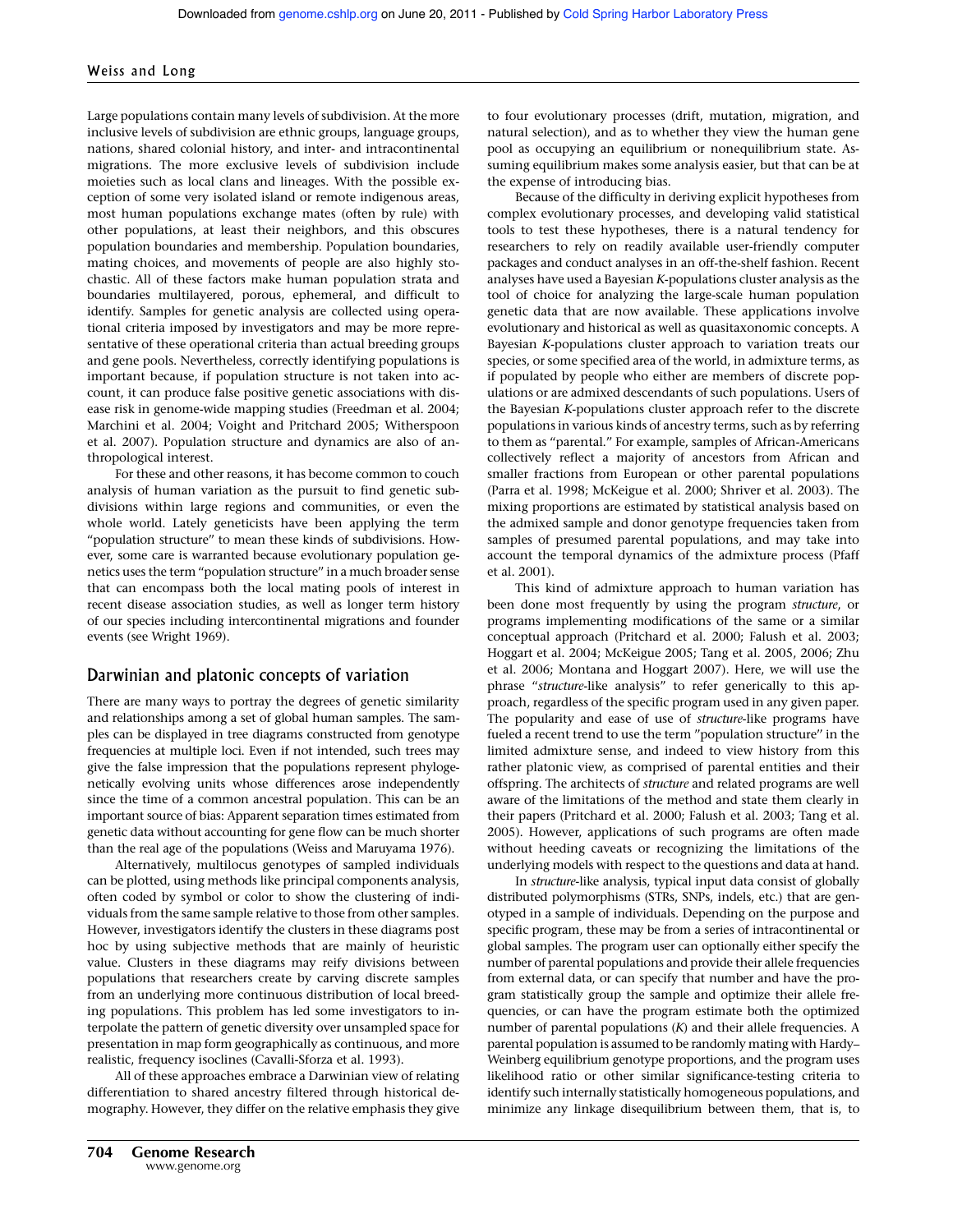Large populations contain many levels of subdivision. At the more inclusive levels of subdivision are ethnic groups, language groups, nations, shared colonial history, and inter- and intracontinental migrations. The more exclusive levels of subdivision include moieties such as local clans and lineages. With the possible exception of some very isolated island or remote indigenous areas, most human populations exchange mates (often by rule) with other populations, at least their neighbors, and this obscures population boundaries and membership. Population boundaries, mating choices, and movements of people are also highly stochastic. All of these factors make human population strata and boundaries multilayered, porous, ephemeral, and difficult to identify. Samples for genetic analysis are collected using operational criteria imposed by investigators and may be more representative of these operational criteria than actual breeding groups and gene pools. Nevertheless, correctly identifying populations is important because, if population structure is not taken into account, it can produce false positive genetic associations with disease risk in genome-wide mapping studies (Freedman et al. 2004; Marchini et al. 2004; Voight and Pritchard 2005; Witherspoon et al. 2007). Population structure and dynamics are also of anthropological interest.

For these and other reasons, it has become common to couch analysis of human variation as the pursuit to find genetic subdivisions within large regions and communities, or even the whole world. Lately geneticists have been applying the term "population structure" to mean these kinds of subdivisions. However, some care is warranted because evolutionary population genetics uses the term "population structure" in a much broader sense that can encompass both the local mating pools of interest in recent disease association studies, as well as longer term history of our species including intercontinental migrations and founder events (see Wright 1969).

## Darwinian and platonic concepts of variation

There are many ways to portray the degrees of genetic similarity and relationships among a set of global human samples. The samples can be displayed in tree diagrams constructed from genotype frequencies at multiple loci. Even if not intended, such trees may give the false impression that the populations represent phylogenetically evolving units whose differences arose independently since the time of a common ancestral population. This can be an important source of bias: Apparent separation times estimated from genetic data without accounting for gene flow can be much shorter than the real age of the populations (Weiss and Maruyama 1976).

Alternatively, multilocus genotypes of sampled individuals can be plotted, using methods like principal components analysis, often coded by symbol or color to show the clustering of individuals from the same sample relative to those from other samples. However, investigators identify the clusters in these diagrams post hoc by using subjective methods that are mainly of heuristic value. Clusters in these diagrams may reify divisions between populations that researchers create by carving discrete samples from an underlying more continuous distribution of local breeding populations. This problem has led some investigators to interpolate the pattern of genetic diversity over unsampled space for presentation in map form geographically as continuous, and more realistic, frequency isoclines (Cavalli-Sforza et al. 1993).

All of these approaches embrace a Darwinian view of relating differentiation to shared ancestry filtered through historical demography. However, they differ on the relative emphasis they give to four evolutionary processes (drift, mutation, migration, and natural selection), and as to whether they view the human gene pool as occupying an equilibrium or nonequilibrium state. Assuming equilibrium makes some analysis easier, but that can be at the expense of introducing bias.

Because of the difficulty in deriving explicit hypotheses from complex evolutionary processes, and developing valid statistical tools to test these hypotheses, there is a natural tendency for researchers to rely on readily available user-friendly computer packages and conduct analyses in an off-the-shelf fashion. Recent analyses have used a Bayesian *K*-populations cluster analysis as the tool of choice for analyzing the large-scale human population genetic data that are now available. These applications involve evolutionary and historical as well as quasitaxonomic concepts. A Bayesian *K*-populations cluster approach to variation treats our species, or some specified area of the world, in admixture terms, as if populated by people who either are members of discrete populations or are admixed descendants of such populations. Users of the Bayesian *K*-populations cluster approach refer to the discrete populations in various kinds of ancestry terms, such as by referring to them as "parental." For example, samples of African-Americans collectively reflect a majority of ancestors from African and smaller fractions from European or other parental populations (Parra et al. 1998; McKeigue et al. 2000; Shriver et al. 2003). The mixing proportions are estimated by statistical analysis based on the admixed sample and donor genotype frequencies taken from samples of presumed parental populations, and may take into account the temporal dynamics of the admixture process (Pfaff et al. 2001).

This kind of admixture approach to human variation has been done most frequently by using the program *structure*, or programs implementing modifications of the same or a similar conceptual approach (Pritchard et al. 2000; Falush et al. 2003; Hoggart et al. 2004; McKeigue 2005; Tang et al. 2005, 2006; Zhu et al. 2006; Montana and Hoggart 2007). Here, we will use the phrase "*structure*-like analysis" to refer generically to this approach, regardless of the specific program used in any given paper. The popularity and ease of use of *structure*-like programs have fueled a recent trend to use the term "population structure" in the limited admixture sense, and indeed to view history from this rather platonic view, as comprised of parental entities and their offspring. The architects of *structure* and related programs are well aware of the limitations of the method and state them clearly in their papers (Pritchard et al. 2000; Falush et al. 2003; Tang et al. 2005). However, applications of such programs are often made without heeding caveats or recognizing the limitations of the underlying models with respect to the questions and data at hand.

In *structure*-like analysis, typical input data consist of globally distributed polymorphisms (STRs, SNPs, indels, etc.) that are genotyped in a sample of individuals. Depending on the purpose and specific program, these may be from a series of intracontinental or global samples. The program user can optionally either specify the number of parental populations and provide their allele frequencies from external data, or can specify that number and have the program statistically group the sample and optimize their allele frequencies, or can have the program estimate both the optimized number of parental populations (*K*) and their allele frequencies. A parental population is assumed to be randomly mating with Hardy–Weinberg equilibrium genotype proportions, and the program uses likelihood ratio or other similar significance-testing criteria to identify such internally statistically homogeneous populations, and minimize any linkage disequilibrium between them, that is, to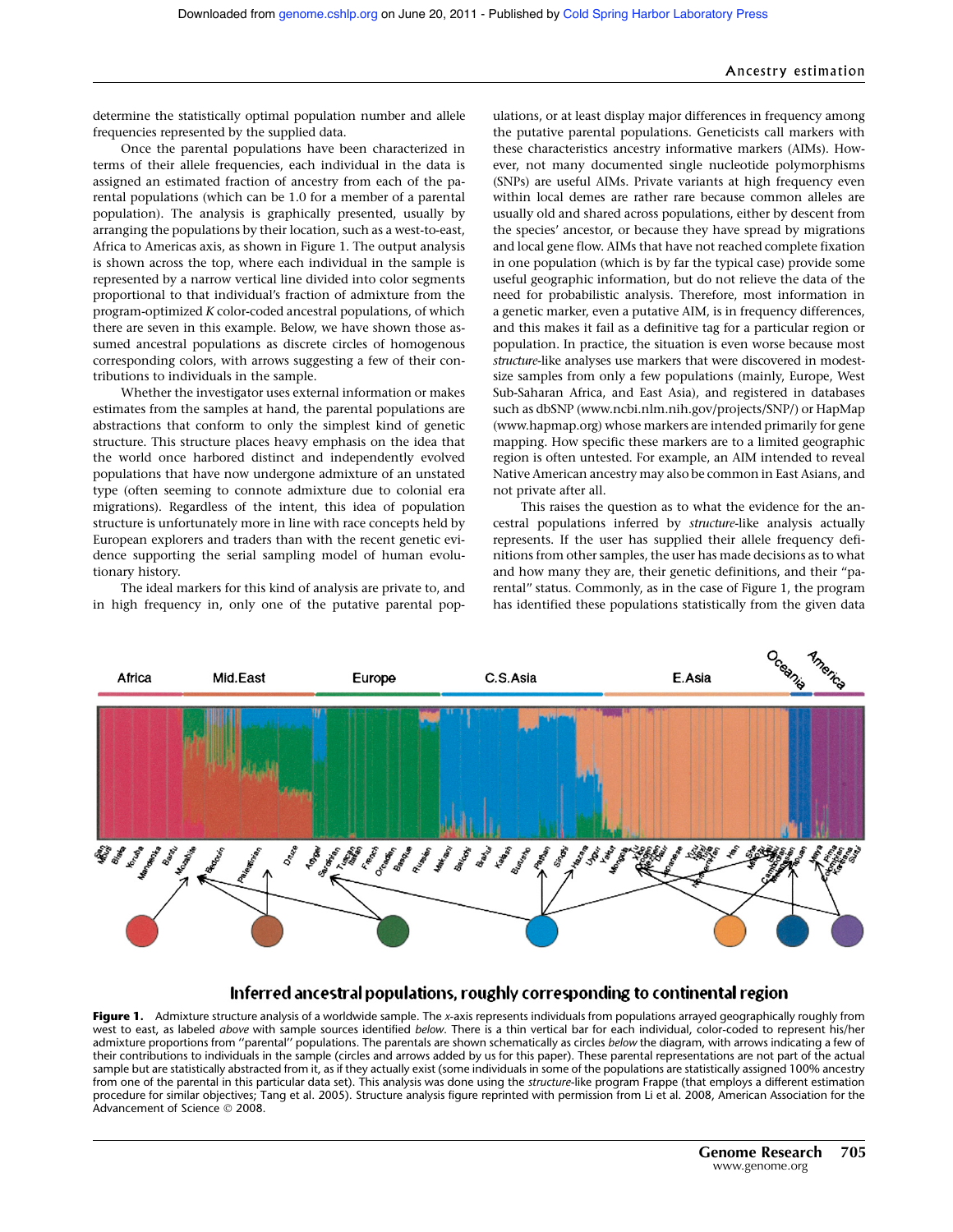determine the statistically optimal population number and allele frequencies represented by the supplied data.

Once the parental populations have been characterized in terms of their allele frequencies, each individual in the data is assigned an estimated fraction of ancestry from each of the parental populations (which can be 1.0 for a member of a parental population). The analysis is graphically presented, usually by arranging the populations by their location, such as a west-to-east, Africa to Americas axis, as shown in Figure 1. The output analysis is shown across the top, where each individual in the sample is represented by a narrow vertical line divided into color segments proportional to that individual's fraction of admixture from the program-optimized *K* color-coded ancestral populations, of which there are seven in this example. Below, we have shown those assumed ancestral populations as discrete circles of homogenous corresponding colors, with arrows suggesting a few of their contributions to individuals in the sample.

Whether the investigator uses external information or makes estimates from the samples at hand, the parental populations are abstractions that conform to only the simplest kind of genetic structure. This structure places heavy emphasis on the idea that the world once harbored distinct and independently evolved populations that have now undergone admixture of an unstated type (often seeming to connote admixture due to colonial era migrations). Regardless of the intent, this idea of population structure is unfortunately more in line with race concepts held by European explorers and traders than with the recent genetic evidence supporting the serial sampling model of human evolutionary history.

The ideal markers for this kind of analysis are private to, and in high frequency in, only one of the putative parental populations, or at least display major differences in frequency among the putative parental populations. Geneticists call markers with these characteristics ancestry informative markers (AIMs). However, not many documented single nucleotide polymorphisms (SNPs) are useful AIMs. Private variants at high frequency even within local demes are rather rare because common alleles are usually old and shared across populations, either by descent from the species' ancestor, or because they have spread by migrations and local gene flow. AIMs that have not reached complete fixation in one population (which is by far the typical case) provide some useful geographic information, but do not relieve the data of the need for probabilistic analysis. Therefore, most information in a genetic marker, even a putative AIM, is in frequency differences, and this makes it fail as a definitive tag for a particular region or population. In practice, the situation is even worse because most *structure*-like analyses use markers that were discovered in modest-size samples from only a few populations (mainly, Europe, West Sub-Saharan Africa, and East Asia), and registered in databases such as dbSNP (www.ncbi.nlm.nih.gov/projects/SNP/) or HapMap (www.hapmap.org) whose markers are intended primarily for gene mapping. How specific these markers are to a limited geographic region is often untested. For example, an AIM intended to reveal Native American ancestry may also be common in East Asians, and not private after all.

This raises the question as to what the evidence for the ancestral populations inferred by *structure*-like analysis actually represents. If the user has supplied their allele frequency definitions from other samples, the user has made decisions as to what and how many they are, their genetic definitions, and their "parental" status. Commonly, as in the case of Figure 1, the program has identified these populations statistically from the given data

Africa
Mid.East
Europe
C.S.Asia
E.Asia
Oceania
America

San
Mbuti
Biaka
Yoruba
Mandenka
Bantu
Mozabite
Bedouin
Palestinian
Druze
Adygei
Sardinian
Tuscan
Italian
French
Orcadian
Basque
Russian
Makrani
Balochi
Brahui
Kalash
Burusho
Pathan
Sindhi
Hazara
Uygur
Yakut
Mongola
Tu
Xibo
Oroqen
Hezhen
Daur
Japanese
Yizu
Naxi
Tujia
Miao
Han
She
Lahu
Dai
Cambodian
Melanesian
Papuan
Maya
Pima
Colombian
Karitiana
Surui

Inferred ancestral populations, roughly corresponding to continental region

**Figure 1.** Admixture structure analysis of a worldwide sample. The *x*-axis represents individuals from populations arrayed geographically roughly from west to east, as labeled *above* with sample sources identified *below*. There is a thin vertical bar for each individual, color-coded to represent his/her admixture proportions from "parental" populations. The parentals are shown schematically as circles *below* the diagram, with arrows indicating a few of their contributions to individuals in the sample (circles and arrows added by us for this paper). These parental representations are not part of the actual sample but are statistically abstracted from it, as if they actually exist (some individuals in some of the populations are statistically assigned 100% ancestry from one of the parental in this particular data set). This analysis was done using the *structure*-like program Frappe (that employs a different estimation procedure for similar objectives; Tang et al. 2005). Structure analysis figure reprinted with permission from Li et al. 2008, American Association for the Advancement of Science © 2008.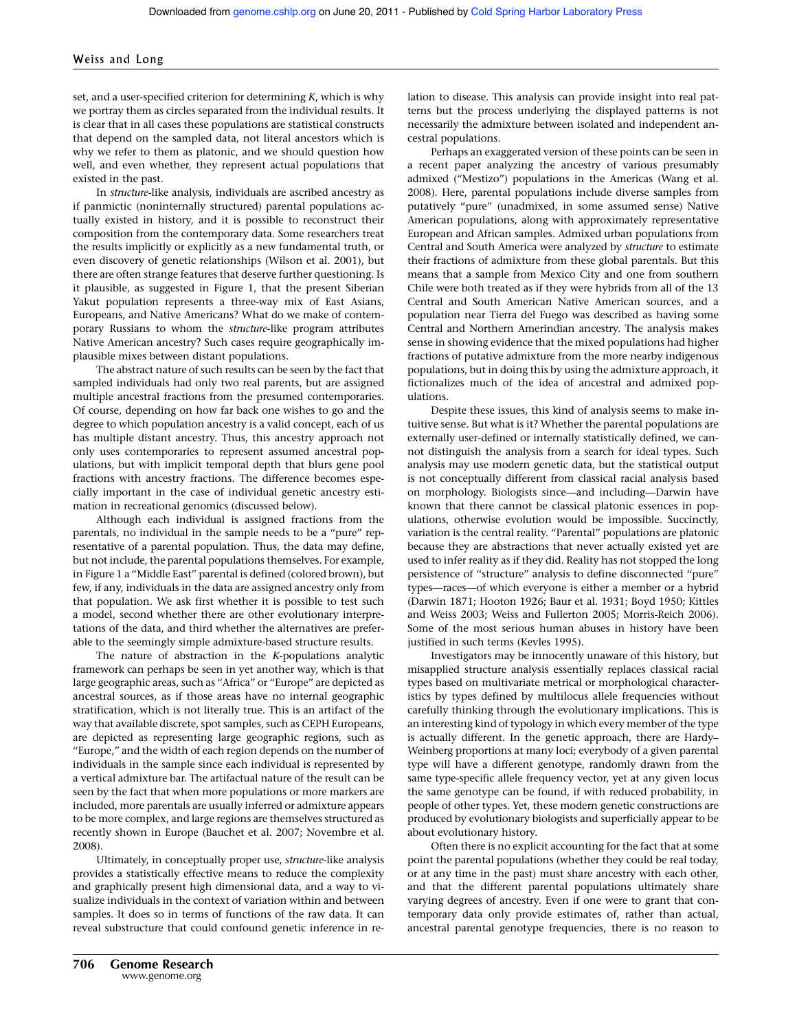set, and a user-specified criterion for determining *K*, which is why we portray them as circles separated from the individual results. It is clear that in all cases these populations are statistical constructs that depend on the sampled data, not literal ancestors which is why we refer to them as platonic, and we should question how well, and even whether, they represent actual populations that existed in the past.

In *structure*-like analysis, individuals are ascribed ancestry as if panmictic (noninternally structured) parental populations actually existed in history, and it is possible to reconstruct their composition from the contemporary data. Some researchers treat the results implicitly or explicitly as a new fundamental truth, or even discovery of genetic relationships (Wilson et al. 2001), but there are often strange features that deserve further questioning. Is it plausible, as suggested in Figure 1, that the present Siberian Yakut population represents a three-way mix of East Asians, Europeans, and Native Americans? What do we make of contemporary Russians to whom the *structure*-like program attributes Native American ancestry? Such cases require geographically implausible mixes between distant populations.

The abstract nature of such results can be seen by the fact that sampled individuals had only two real parents, but are assigned multiple ancestral fractions from the presumed contemporaries. Of course, depending on how far back one wishes to go and the degree to which population ancestry is a valid concept, each of us has multiple distant ancestry. Thus, this ancestry approach not only uses contemporaries to represent assumed ancestral populations, but with implicit temporal depth that blurs gene pool fractions with ancestry fractions. The difference becomes especially important in the case of individual genetic ancestry estimation in recreational genomics (discussed below).

Although each individual is assigned fractions from the parentals, no individual in the sample needs to be a "pure" representative of a parental population. Thus, the data may define, but not include, the parental populations themselves. For example, in Figure 1 a "Middle East" parental is defined (colored brown), but few, if any, individuals in the data are assigned ancestry only from that population. We ask first whether it is possible to test such a model, second whether there are other evolutionary interpretations of the data, and third whether the alternatives are preferable to the seemingly simple admixture-based structure results.

The nature of abstraction in the *K*-populations analytic framework can perhaps be seen in yet another way, which is that large geographic areas, such as "Africa" or "Europe" are depicted as ancestral sources, as if those areas have no internal geographic stratification, which is not literally true. This is an artifact of the way that available discrete, spot samples, such as CEPH Europeans, are depicted as representing large geographic regions, such as "Europe," and the width of each region depends on the number of individuals in the sample since each individual is represented by a vertical admixture bar. The artifactual nature of the result can be seen by the fact that when more populations or more markers are included, more parentals are usually inferred or admixture appears to be more complex, and large regions are themselves structured as recently shown in Europe (Bauchet et al. 2007; Novembre et al. 2008).

Ultimately, in conceptually proper use, *structure*-like analysis provides a statistically effective means to reduce the complexity and graphically present high dimensional data, and a way to visualize individuals in the context of variation within and between samples. It does so in terms of functions of the raw data. It can reveal substructure that could confound genetic inference in relation to disease. This analysis can provide insight into real patterns but the process underlying the displayed patterns is not necessarily the admixture between isolated and independent ancestral populations.

Perhaps an exaggerated version of these points can be seen in a recent paper analyzing the ancestry of various presumably admixed ("Mestizo") populations in the Americas (Wang et al. 2008). Here, parental populations include diverse samples from putatively "pure" (unadmixed, in some assumed sense) Native American populations, along with approximately representative European and African samples. Admixed urban populations from Central and South America were analyzed by *structure* to estimate their fractions of admixture from these global parentals. But this means that a sample from Mexico City and one from southern Chile were both treated as if they were hybrids from all of the 13 Central and South American Native American sources, and a population near Tierra del Fuego was described as having some Central and Northern Amerindian ancestry. The analysis makes sense in showing evidence that the mixed populations had higher fractions of putative admixture from the more nearby indigenous populations, but in doing this by using the admixture approach, it fictionalizes much of the idea of ancestral and admixed populations.

Despite these issues, this kind of analysis seems to make intuitive sense. But what is it? Whether the parental populations are externally user-defined or internally statistically defined, we cannot distinguish the analysis from a search for ideal types. Such analysis may use modern genetic data, but the statistical output is not conceptually different from classical racial analysis based on morphology. Biologists since—and including—Darwin have known that there cannot be classical platonic essences in populations, otherwise evolution would be impossible. Succinctly, variation is the central reality. "Parental" populations are platonic because they are abstractions that never actually existed yet are used to infer reality as if they did. Reality has not stopped the long persistence of "structure" analysis to define disconnected "pure" types—races—of which everyone is either a member or a hybrid (Darwin 1871; Hooton 1926; Baur et al. 1931; Boyd 1950; Kittles and Weiss 2003; Weiss and Fullerton 2005; Morris-Reich 2006). Some of the most serious human abuses in history have been justified in such terms (Kevles 1995).

Investigators may be innocently unaware of this history, but misapplied structure analysis essentially replaces classical racial types based on multivariate metrical or morphological characteristics by types defined by multilocus allele frequencies without carefully thinking through the evolutionary implications. This is an interesting kind of typology in which every member of the type is actually different. In the genetic approach, there are Hardy–Weinberg proportions at many loci; everybody of a given parental type will have a different genotype, randomly drawn from the same type-specific allele frequency vector, yet at any given locus the same genotype can be found, if with reduced probability, in people of other types. Yet, these modern genetic constructions are produced by evolutionary biologists and superficially appear to be about evolutionary history.

Often there is no explicit accounting for the fact that at some point the parental populations (whether they could be real today, or at any time in the past) must share ancestry with each other, and that the different parental populations ultimately share varying degrees of ancestry. Even if one were to grant that contemporary data only provide estimates of, rather than actual, ancestral parental genotype frequencies, there is no reason to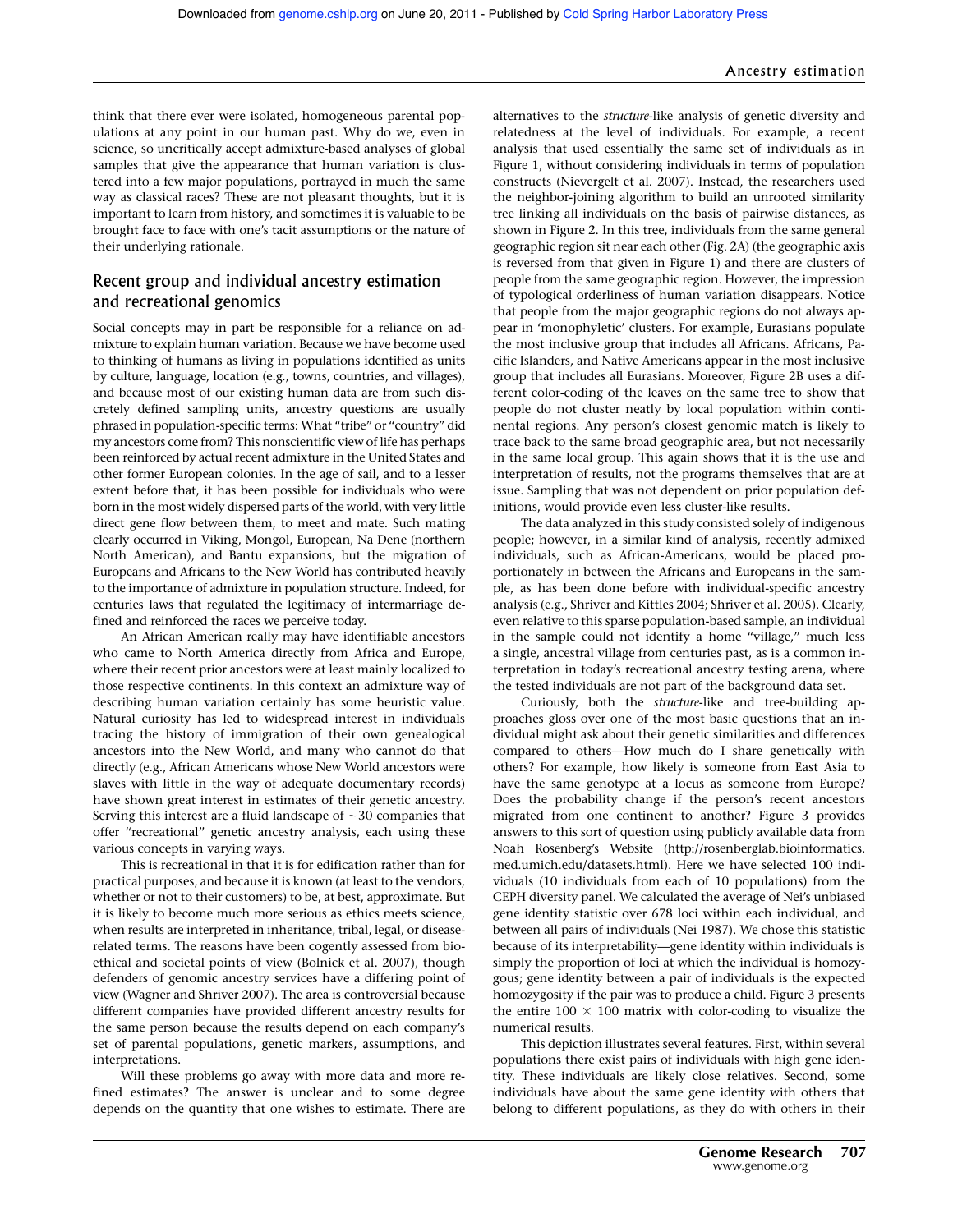think that there ever were isolated, homogeneous parental populations at any point in our human past. Why do we, even in science, so uncritically accept admixture-based analyses of global samples that give the appearance that human variation is clustered into a few major populations, portrayed in much the same way as classical races? These are not pleasant thoughts, but it is important to learn from history, and sometimes it is valuable to be brought face to face with one's tacit assumptions or the nature of their underlying rationale.

## Recent group and individual ancestry estimation and recreational genomics

Social concepts may in part be responsible for a reliance on admixture to explain human variation. Because we have become used to thinking of humans as living in populations identified as units by culture, language, location (e.g., towns, countries, and villages), and because most of our existing human data are from such discretely defined sampling units, ancestry questions are usually phrased in population-specific terms: What "tribe" or "country" did my ancestors come from? This nonscientific view of life has perhaps been reinforced by actual recent admixture in the United States and other former European colonies. In the age of sail, and to a lesser extent before that, it has been possible for individuals who were born in the most widely dispersed parts of the world, with very little direct gene flow between them, to meet and mate. Such mating clearly occurred in Viking, Mongol, European, Na Dene (northern North American), and Bantu expansions, but the migration of Europeans and Africans to the New World has contributed heavily to the importance of admixture in population structure. Indeed, for centuries laws that regulated the legitimacy of intermarriage defined and reinforced the races we perceive today.

An African American really may have identifiable ancestors who came to North America directly from Africa and Europe, where their recent prior ancestors were at least mainly localized to those respective continents. In this context an admixture way of describing human variation certainly has some heuristic value. Natural curiosity has led to widespread interest in individuals tracing the history of immigration of their own genealogical ancestors into the New World, and many who cannot do that directly (e.g., African Americans whose New World ancestors were slaves with little in the way of adequate documentary records) have shown great interest in estimates of their genetic ancestry. Serving this interest are a fluid landscape of ~30 companies that offer "recreational" genetic ancestry analysis, each using these various concepts in varying ways.

This is recreational in that it is for edification rather than for practical purposes, and because it is known (at least to the vendors, whether or not to their customers) to be, at best, approximate. But it is likely to become much more serious as ethics meets science, when results are interpreted in inheritance, tribal, legal, or disease-related terms. The reasons have been cogently assessed from bioethical and societal points of view (Bolnick et al. 2007), though defenders of genomic ancestry services have a differing point of view (Wagner and Shriver 2007). The area is controversial because different companies have provided different ancestry results for the same person because the results depend on each company's set of parental populations, genetic markers, assumptions, and interpretations.

Will these problems go away with more data and more refined estimates? The answer is unclear and to some degree depends on the quantity that one wishes to estimate. There are alternatives to the *structure*-like analysis of genetic diversity and relatedness at the level of individuals. For example, a recent analysis that used essentially the same set of individuals as in Figure 1, without considering individuals in terms of population constructs (Nievergelt et al. 2007). Instead, the researchers used the neighbor-joining algorithm to build an unrooted similarity tree linking all individuals on the basis of pairwise distances, as shown in Figure 2. In this tree, individuals from the same general geographic region sit near each other (Fig. 2A) (the geographic axis is reversed from that given in Figure 1) and there are clusters of people from the same geographic region. However, the impression of typological orderliness of human variation disappears. Notice that people from the major geographic regions do not always appear in 'monophyletic' clusters. For example, Eurasians populate the most inclusive group that includes all Africans. Africans, Pacific Islanders, and Native Americans appear in the most inclusive group that includes all Eurasians. Moreover, Figure 2B uses a different color-coding of the leaves on the same tree to show that people do not cluster neatly by local population within continental regions. Any person's closest genomic match is likely to trace back to the same broad geographic area, but not necessarily in the same local group. This again shows that it is the use and interpretation of results, not the programs themselves that are at issue. Sampling that was not dependent on prior population definitions, would provide even less cluster-like results.

The data analyzed in this study consisted solely of indigenous people; however, in a similar kind of analysis, recently admixed individuals, such as African-Americans, would be placed proportionately in between the Africans and Europeans in the sample, as has been done before with individual-specific ancestry analysis (e.g., Shriver and Kittles 2004; Shriver et al. 2005). Clearly, even relative to this sparse population-based sample, an individual in the sample could not identify a home "village," much less a single, ancestral village from centuries past, as is a common interpretation in today's recreational ancestry testing arena, where the tested individuals are not part of the background data set.

Curiously, both the *structure*-like and tree-building approaches gloss over one of the most basic questions that an individual might ask about their genetic similarities and differences compared to others—How much do I share genetically with others? For example, how likely is someone from East Asia to have the same genotype at a locus as someone from Europe? Does the probability change if the person's recent ancestors migrated from one continent to another? Figure 3 provides answers to this sort of question using publicly available data from Noah Rosenberg's Website (http://rosenberglab.bioinformatics.med.umich.edu/datasets.html). Here we have selected 100 individuals (10 individuals from each of 10 populations) from the CEPH diversity panel. We calculated the average of Nei's unbiased gene identity statistic over 678 loci within each individual, and between all pairs of individuals (Nei 1987). We chose this statistic because of its interpretability—gene identity within individuals is simply the proportion of loci at which the individual is homozygous; gene identity between a pair of individuals is the expected homozygosity if the pair was to produce a child. Figure 3 presents the entire 100 × 100 matrix with color-coding to visualize the numerical results.

This depiction illustrates several features. First, within several populations there exist pairs of individuals with high gene identity. These individuals are likely close relatives. Second, some individuals have about the same gene identity with others that belong to different populations, as they do with others in their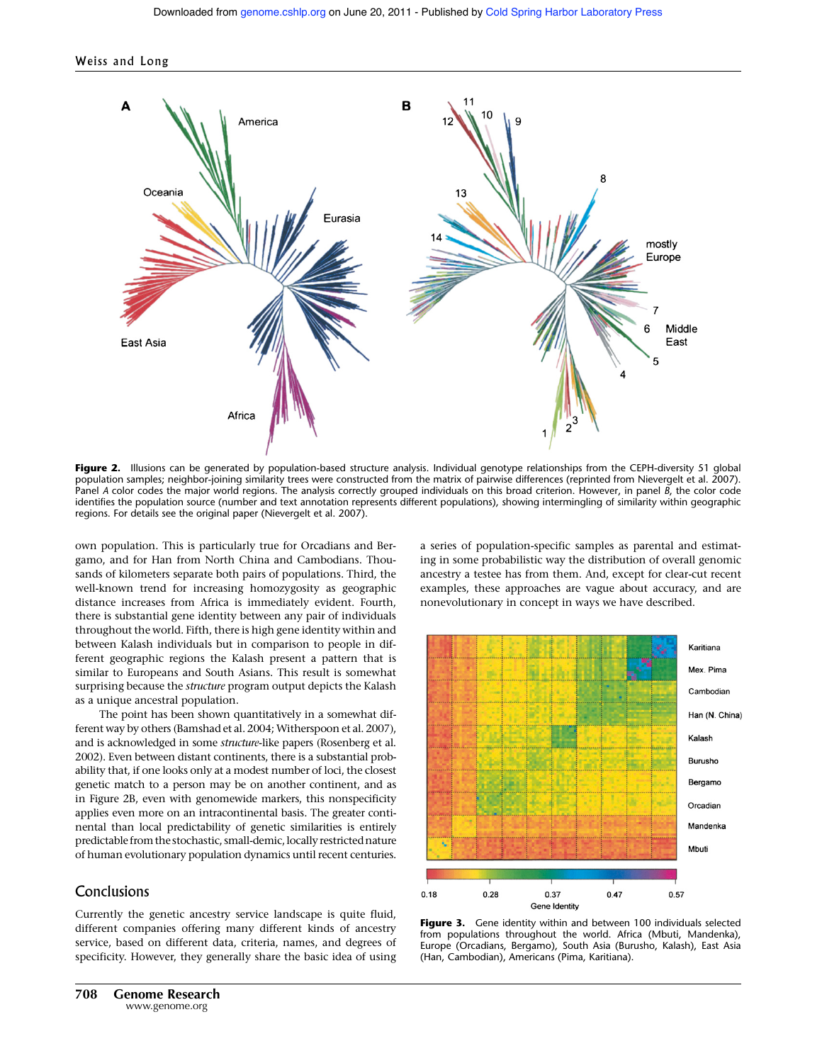Figure 2. Illusions can be generated by population-based structure analysis. Individual genotype relationships from the CEPH-diversity 51 global population samples; neighbor-joining similarity trees were constructed from the matrix of pairwise differences (reprinted from Nievergelt et al. 2007). Panel *A* color codes the major world regions. The analysis correctly grouped individuals on this broad criterion. However, in panel *B*, the color code identifies the population source (number and text annotation represents different populations), showing intermingling of similarity within geographic regions. For details see the original paper (Nievergelt et al. 2007).

own population. This is particularly true for Orcadians and Bergamo, and for Han from North China and Cambodians. Thousands of kilometers separate both pairs of populations. Third, the well-known trend for increasing homozygosity as geographic distance increases from Africa is immediately evident. Fourth, there is substantial gene identity between any pair of individuals throughout the world. Fifth, there is high gene identity within and between Kalash individuals but in comparison to people in different geographic regions the Kalash present a pattern that is similar to Europeans and South Asians. This result is somewhat surprising because the *structure* program output depicts the Kalash as a unique ancestral population.

The point has been shown quantitatively in a somewhat different way by others (Bamshad et al. 2004; Witherspoon et al. 2007), and is acknowledged in some *structure*-like papers (Rosenberg et al. 2002). Even between distant continents, there is a substantial probability that, if one looks only at a modest number of loci, the closest genetic match to a person may be on another continent, and as in Figure 2B, even with genomewide markers, this nonspecificity applies even more on an intracontinental basis. The greater continental than local predictability of genetic similarities is entirely predictable from the stochastic, small-demic, locally restricted nature of human evolutionary population dynamics until recent centuries.

## Conclusions

Currently the genetic ancestry service landscape is quite fluid, different companies offering many different kinds of ancestry service, based on different data, criteria, names, and degrees of specificity. However, they generally share the basic idea of using a series of population-specific samples as parental and estimating in some probabilistic way the distribution of overall genomic ancestry a testee has from them. And, except for clear-cut recent examples, these approaches are vague about accuracy, and are nonevolutionary in concept in ways we have described.

Figure 3. Gene identity within and between 100 individuals selected from populations throughout the world. Africa (Mbuti, Mandenka), Europe (Orcadians, Bergamo), South Asia (Burusho, Kalash), East Asia (Han, Cambodian), Americans (Pima, Karitiana).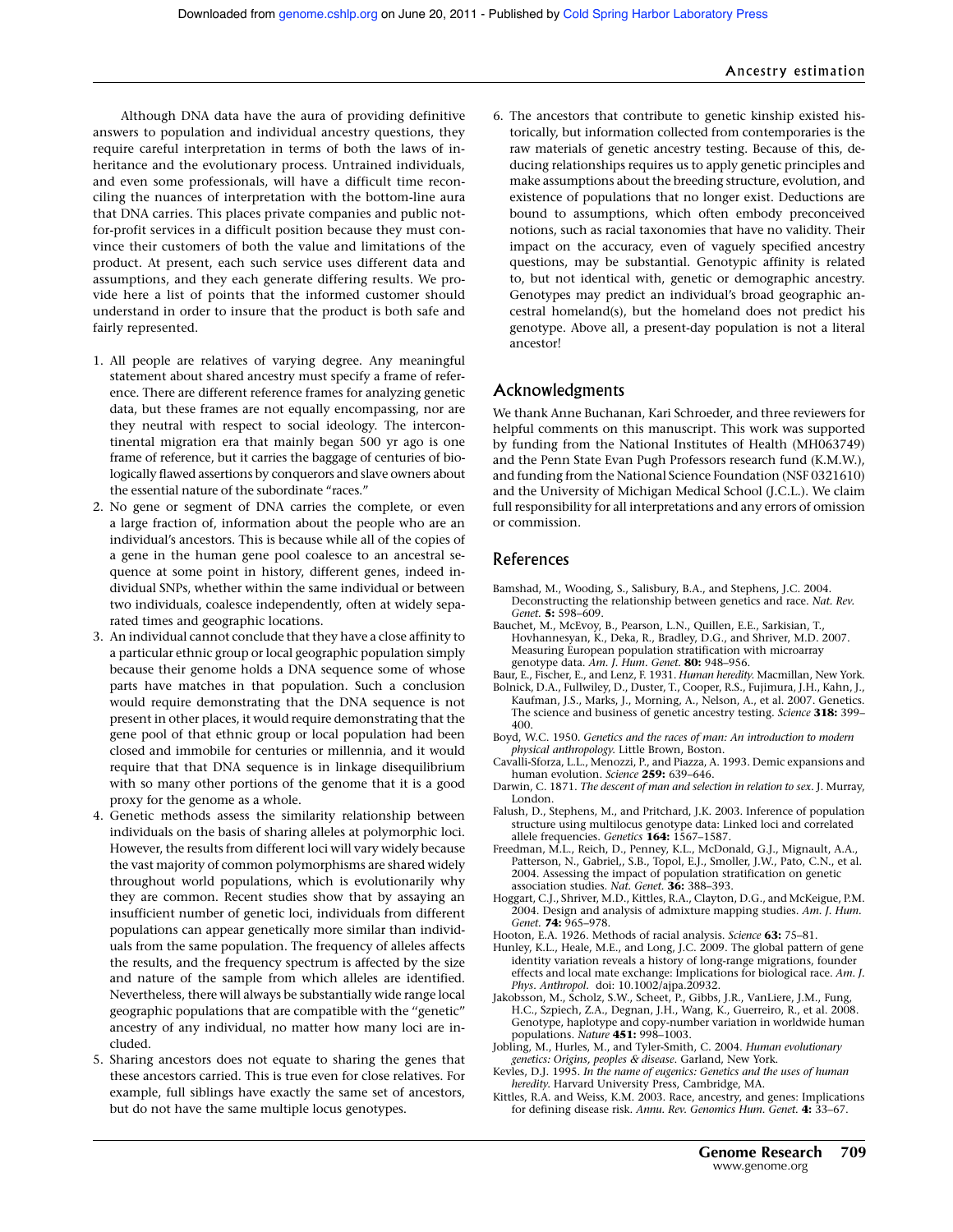Although DNA data have the aura of providing definitive answers to population and individual ancestry questions, they require careful interpretation in terms of both the laws of inheritance and the evolutionary process. Untrained individuals, and even some professionals, will have a difficult time reconciling the nuances of interpretation with the bottom-line aura that DNA carries. This places private companies and public not-for-profit services in a difficult position because they must convince their customers of both the value and limitations of the product. At present, each such service uses different data and assumptions, and they each generate differing results. We provide here a list of points that the informed customer should understand in order to insure that the product is both safe and fairly represented.

1. All people are relatives of varying degree. Any meaningful statement about shared ancestry must specify a frame of reference. There are different reference frames for analyzing genetic data, but these frames are not equally encompassing, nor are they neutral with respect to social ideology. The intercontinental migration era that mainly began 500 yr ago is one frame of reference, but it carries the baggage of centuries of biologically flawed assertions by conquerors and slave owners about the essential nature of the subordinate "races."
2. No gene or segment of DNA carries the complete, or even a large fraction of, information about the people who are an individual's ancestors. This is because while all of the copies of a gene in the human gene pool coalesce to an ancestral sequence at some point in history, different genes, indeed individual SNPs, whether within the same individual or between two individuals, coalesce independently, often at widely separated times and geographic locations.
3. An individual cannot conclude that they have a close affinity to a particular ethnic group or local geographic population simply because their genome holds a DNA sequence some of whose parts have matches in that population. Such a conclusion would require demonstrating that the DNA sequence is not present in other places, it would require demonstrating that the gene pool of that ethnic group or local population had been closed and immobile for centuries or millennia, and it would require that that DNA sequence is in linkage disequilibrium with so many other portions of the genome that it is a good proxy for the genome as a whole.
4. Genetic methods assess the similarity relationship between individuals on the basis of sharing alleles at polymorphic loci. However, the results from different loci will vary widely because the vast majority of common polymorphisms are shared widely throughout world populations, which is evolutionarily why they are common. Recent studies show that by assaying an insufficient number of genetic loci, individuals from different populations can appear genetically more similar than individuals from the same population. The frequency of alleles affects the results, and the frequency spectrum is affected by the size and nature of the sample from which alleles are identified. Nevertheless, there will always be substantially wide range local geographic populations that are compatible with the "genetic" ancestry of any individual, no matter how many loci are included.
5. Sharing ancestors does not equate to sharing the genes that these ancestors carried. This is true even for close relatives. For example, full siblings have exactly the same set of ancestors, but do not have the same multiple locus genotypes.
6. The ancestors that contribute to genetic kinship existed historically, but information collected from contemporaries is the raw materials of genetic ancestry testing. Because of this, deducing relationships requires us to apply genetic principles and make assumptions about the breeding structure, evolution, and existence of populations that no longer exist. Deductions are bound to assumptions, which often embody preconceived notions, such as racial taxonomies that have no validity. Their impact on the accuracy, even of vaguely specified ancestry questions, may be substantial. Genotypic affinity is related to, but not identical with, genetic or demographic ancestry. Genotypes may predict an individual's broad geographic ancestral homeland(s), but the homeland does not predict his genotype. Above all, a present-day population is not a literal ancestor!

## Acknowledgments

We thank Anne Buchanan, Kari Schroeder, and three reviewers for helpful comments on this manuscript. This work was supported by funding from the National Institutes of Health (MH063749) and the Penn State Evan Pugh Professors research fund (K.M.W.), and funding from the National Science Foundation (NSF 0321610) and the University of Michigan Medical School (J.C.L.). We claim full responsibility for all interpretations and any errors of omission or commission.

## References

Bamshad, M., Wooding, S., Salisbury, B.A., and Stephens, J.C. 2004. Deconstructing the relationship between genetics and race. *Nat. Rev. Genet.* **5:** 598–609.

Bauchet, M., McEvoy, B., Pearson, L.N., Quillen, E.E., Sarkisian, T., Hovhannesyan, K., Deka, R., Bradley, D.G., and Shriver, M.D. 2007. Measuring European population stratification with microarray genotype data. *Am. J. Hum. Genet.* **80:** 948–956.

Baur, E., Fischer, E., and Lenz, F. 1931. *Human heredity.* Macmillan, New York.

Bolnick, D.A., Fullwiley, D., Duster, T., Cooper, R.S., Fujimura, J.H., Kahn, J., Kaufman, J.S., Marks, J., Morning, A., Nelson, A., et al. 2007. Genetics. The science and business of genetic ancestry testing. *Science* **318:** 399–400.

Boyd, W.C. 1950. *Genetics and the races of man: An introduction to modern physical anthropology.* Little Brown, Boston.

Cavalli-Sforza, L.L., Menozzi, P., and Piazza, A. 1993. Demic expansions and human evolution. *Science* **259:** 639–646.

Darwin, C. 1871. *The descent of man and selection in relation to sex*. J. Murray, London.

Falush, D., Stephens, M., and Pritchard, J.K. 2003. Inference of population structure using multilocus genotype data: Linked loci and correlated allele frequencies. *Genetics* **164:** 1567–1587.

Freedman, M.L., Reich, D., Penney, K.L., McDonald, G.J., Mignault, A.A., Patterson, N., Gabriel,, S.B., Topol, E.J., Smoller, J.W., Pato, C.N., et al. 2004. Assessing the impact of population stratification on genetic association studies. *Nat. Genet.* **36:** 388–393.

Hoggart, C.J., Shriver, M.D., Kittles, R.A., Clayton, D.G., and McKeigue, P.M. 2004. Design and analysis of admixture mapping studies. *Am. J. Hum. Genet.* **74:** 965–978.

Hooton, E.A. 1926. Methods of racial analysis. *Science* **63:** 75–81.

Hunley, K.L., Heale, M.E., and Long, J.C. 2009. The global pattern of gene identity variation reveals a history of long-range migrations, founder effects and local mate exchange: Implications for biological race. *Am. J. Phys. Anthropol.* doi: 10.1002/ajpa.20932.

Jakobsson, M., Scholz, S.W., Scheet, P., Gibbs, J.R., VanLiere, J.M., Fung, H.C., Szpiech, Z.A., Degnan, J.H., Wang, K., Guerreiro, R., et al. 2008. Genotype, haplotype and copy-number variation in worldwide human populations. *Nature* **451:** 998–1003.

Jobling, M., Hurles, M., and Tyler-Smith, C. 2004. *Human evolutionary genetics: Origins, peoples & disease*. Garland, New York.

Kevles, D.J. 1995. *In the name of eugenics: Genetics and the uses of human heredity.* Harvard University Press, Cambridge, MA.

Kittles, R.A. and Weiss, K.M. 2003. Race, ancestry, and genes: Implications for defining disease risk. *Annu. Rev. Genomics Hum. Genet.* **4:** 33–67.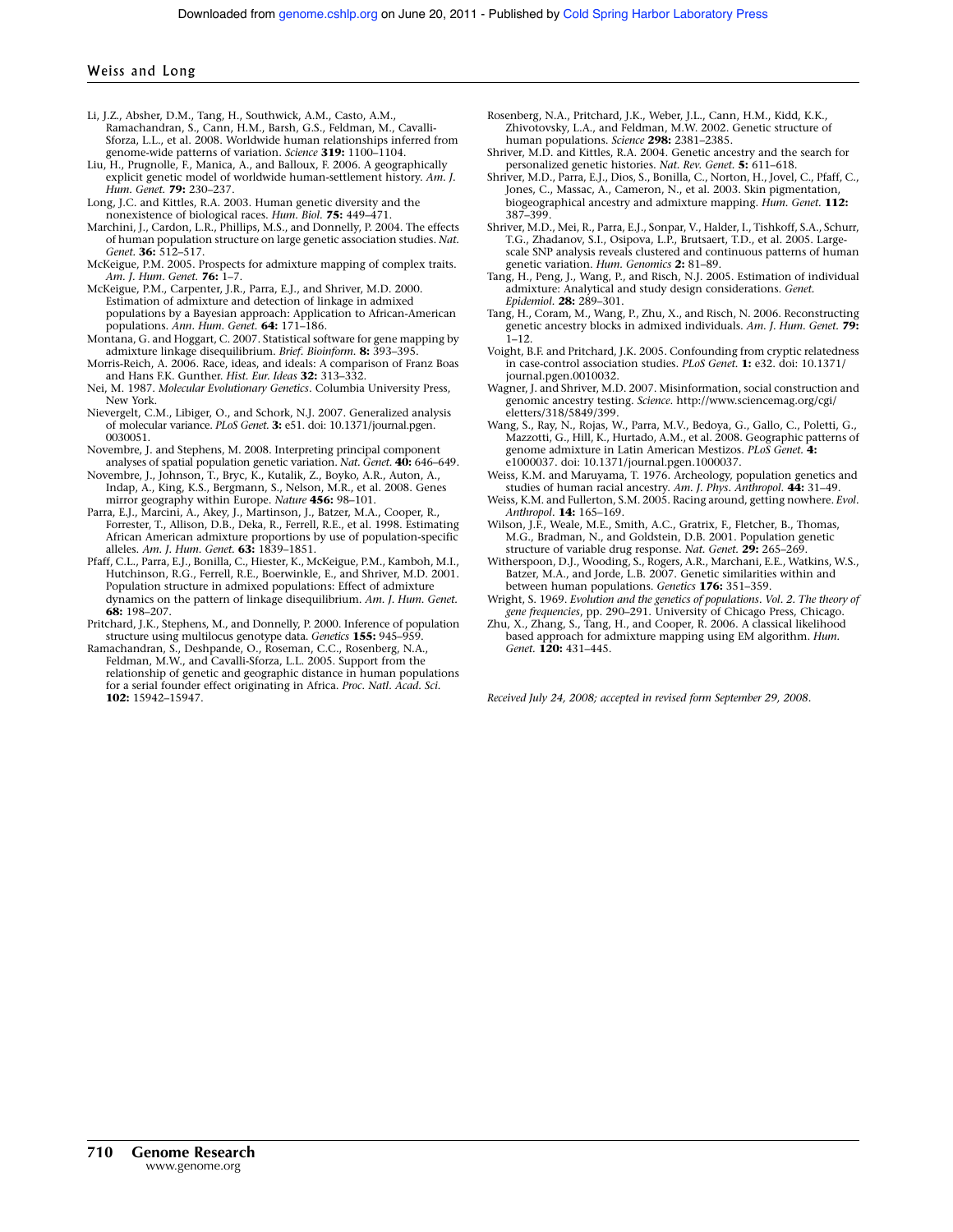Li, J.Z., Absher, D.M., Tang, H., Southwick, A.M., Casto, A.M., Ramachandran, S., Cann, H.M., Barsh, G.S., Feldman, M., Cavalli-Sforza, L.L., et al. 2008. Worldwide human relationships inferred from genome-wide patterns of variation. *Science* **319:** 1100–1104.

Liu, H., Prugnolle, F., Manica, A., and Balloux, F. 2006. A geographically explicit genetic model of worldwide human-settlement history. *Am. J. Hum. Genet.* **79:** 230–237.

Long, J.C. and Kittles, R.A. 2003. Human genetic diversity and the nonexistence of biological races. *Hum. Biol.* **75:** 449–471.

Marchini, J., Cardon, L.R., Phillips, M.S., and Donnelly, P. 2004. The effects of human population structure on large genetic association studies. *Nat. Genet.* **36:** 512–517.

McKeigue, P.M. 2005. Prospects for admixture mapping of complex traits. *Am. J. Hum. Genet.* **76:** 1–7.

McKeigue, P.M., Carpenter, J.R., Parra, E.J., and Shriver, M.D. 2000. Estimation of admixture and detection of linkage in admixed populations by a Bayesian approach: Application to African-American populations. *Ann. Hum. Genet.* **64:** 171–186.

Montana, G. and Hoggart, C. 2007. Statistical software for gene mapping by admixture linkage disequilibrium. *Brief. Bioinform.* **8:** 393–395.

Morris-Reich, A. 2006. Race, ideas, and ideals: A comparison of Franz Boas and Hans F.K. Gunther. *Hist. Eur. Ideas* **32:** 313–332.

Nei, M. 1987. *Molecular Evolutionary Genetics*. Columbia University Press, New York.

Nievergelt, C.M., Libiger, O., and Schork, N.J. 2007. Generalized analysis of molecular variance. *PLoS Genet.* **3:** e51. doi: 10.1371/journal.pgen.0030051.

Novembre, J. and Stephens, M. 2008. Interpreting principal component analyses of spatial population genetic variation. *Nat. Genet.* **40:** 646–649.

Novembre, J., Johnson, T., Bryc, K., Kutalik, Z., Boyko, A.R., Auton, A., Indap, A., King, K.S., Bergmann, S., Nelson, M.R., et al. 2008. Genes mirror geography within Europe. *Nature* **456:** 98–101.

Parra, E.J., Marcini, A., Akey, J., Martinson, J., Batzer, M.A., Cooper, R., Forrester, T., Allison, D.B., Deka, R., Ferrell, R.E., et al. 1998. Estimating African American admixture proportions by use of population-specific alleles. *Am. J. Hum. Genet.* **63:** 1839–1851.

Pfaff, C.L., Parra, E.J., Bonilla, C., Hiester, K., McKeigue, P.M., Kamboh, M.I., Hutchinson, R.G., Ferrell, R.E., Boerwinkle, E., and Shriver, M.D. 2001. Population structure in admixed populations: Effect of admixture dynamics on the pattern of linkage disequilibrium. *Am. J. Hum. Genet.* **68:** 198–207.

Pritchard, J.K., Stephens, M., and Donnelly, P. 2000. Inference of population structure using multilocus genotype data. *Genetics* **155:** 945–959.

Ramachandran, S., Deshpande, O., Roseman, C.C., Rosenberg, N.A., Feldman, M.W., and Cavalli-Sforza, L.L. 2005. Support from the relationship of genetic and geographic distance in human populations for a serial founder effect originating in Africa. *Proc. Natl. Acad. Sci.* **102:** 15942–15947.

Rosenberg, N.A., Pritchard, J.K., Weber, J.L., Cann, H.M., Kidd, K.K., Zhivotovsky, L.A., and Feldman, M.W. 2002. Genetic structure of human populations. *Science* **298:** 2381–2385.

Shriver, M.D. and Kittles, R.A. 2004. Genetic ancestry and the search for personalized genetic histories. *Nat. Rev. Genet.* **5:** 611–618.

Shriver, M.D., Parra, E.J., Dios, S., Bonilla, C., Norton, H., Jovel, C., Pfaff, C., Jones, C., Massac, A., Cameron, N., et al. 2003. Skin pigmentation, biogeographical ancestry and admixture mapping. *Hum. Genet.* **112:** 387–399.

Shriver, M.D., Mei, R., Parra, E.J., Sonpar, V., Halder, I., Tishkoff, S.A., Schurr, T.G., Zhadanov, S.I., Osipova, L.P., Brutsaert, T.D., et al. 2005. Large-scale SNP analysis reveals clustered and continuous patterns of human genetic variation. *Hum. Genomics* **2:** 81–89.

Tang, H., Peng, J., Wang, P., and Risch, N.J. 2005. Estimation of individual admixture: Analytical and study design considerations. *Genet. Epidemiol.* **28:** 289–301.

Tang, H., Coram, M., Wang, P., Zhu, X., and Risch, N. 2006. Reconstructing genetic ancestry blocks in admixed individuals. *Am. J. Hum. Genet.* **79:** 1–12.

Voight, B.F. and Pritchard, J.K. 2005. Confounding from cryptic relatedness in case-control association studies. *PLoS Genet.* **1:** e32. doi: 10.1371/journal.pgen.0010032.

Wagner, J. and Shriver, M.D. 2007. Misinformation, social construction and genomic ancestry testing. *Science.* http://www.sciencemag.org/cgi/eletters/318/5849/399.

Wang, S., Ray, N., Rojas, W., Parra, M.V., Bedoya, G., Gallo, C., Poletti, G., Mazzotti, G., Hill, K., Hurtado, A.M., et al. 2008. Geographic patterns of genome admixture in Latin American Mestizos. *PLoS Genet.* **4:** e1000037. doi: 10.1371/journal.pgen.1000037.

Weiss, K.M. and Maruyama, T. 1976. Archeology, population genetics and studies of human racial ancestry. *Am. J. Phys. Anthropol.* **44:** 31–49.

Weiss, K.M. and Fullerton, S.M. 2005. Racing around, getting nowhere. *Evol. Anthropol.* **14:** 165–169.

Wilson, J.F., Weale, M.E., Smith, A.C., Gratrix, F., Fletcher, B., Thomas, M.G., Bradman, N., and Goldstein, D.B. 2001. Population genetic structure of variable drug response. *Nat. Genet.* **29:** 265–269.

Witherspoon, D.J., Wooding, S., Rogers, A.R., Marchani, E.E., Watkins, W.S., Batzer, M.A., and Jorde, L.B. 2007. Genetic similarities within and between human populations. *Genetics* **176:** 351–359.

Wright, S. 1969. *Evolution and the genetics of populations. Vol. 2. The theory of gene frequencies*, pp. 290–291. University of Chicago Press, Chicago.

Zhu, X., Zhang, S., Tang, H., and Cooper, R. 2006. A classical likelihood based approach for admixture mapping using EM algorithm. *Hum. Genet.* **120:** 431–445.

*Received July 24, 2008; accepted in revised form September 29, 2008.*